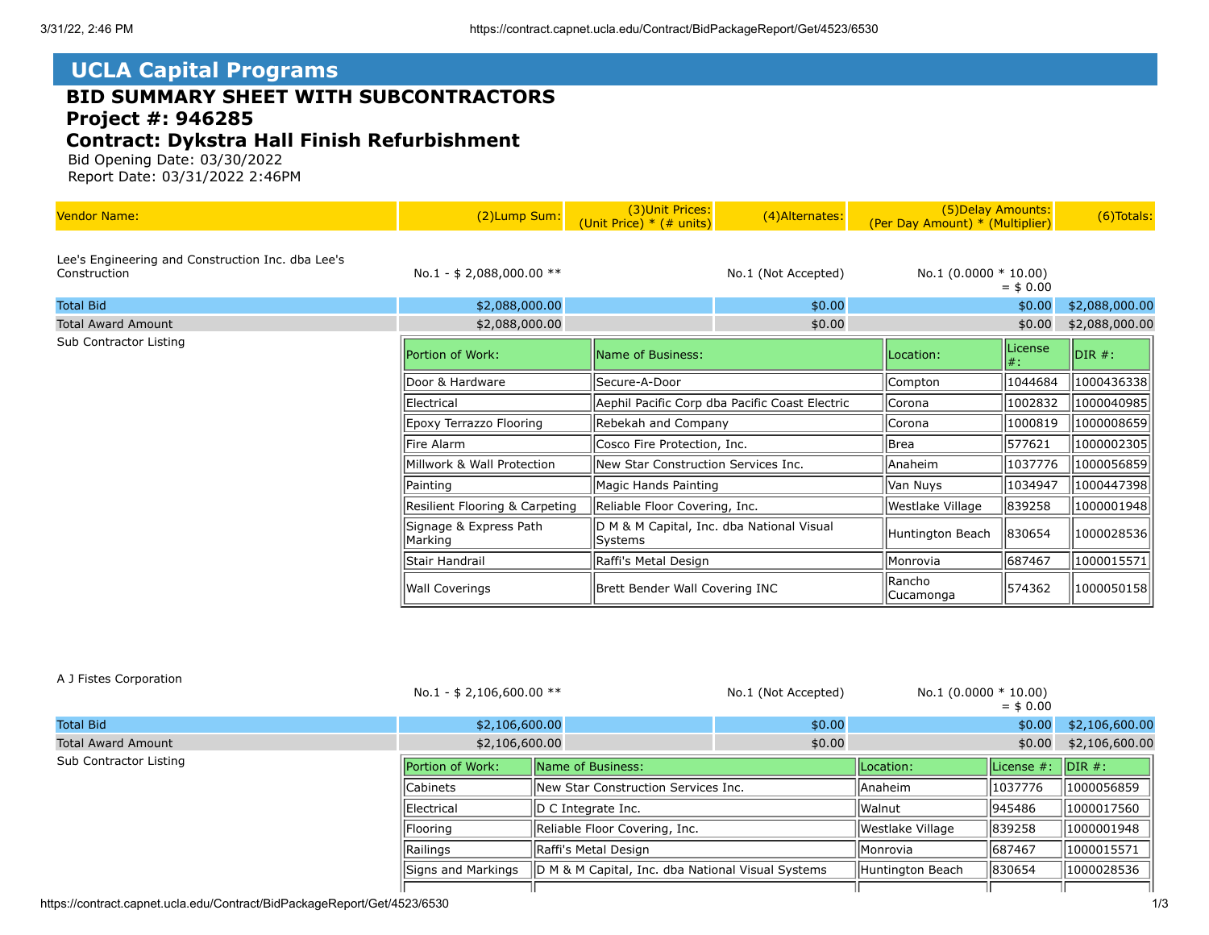# UCLA Capital Programs

## BID SUMMARY SHEET WITH SUBCONTRACTORS
## Project #: 946285
## Contract: Dykstra Hall Finish Refurbishment

Bid Opening Date: 03/30/2022
Report Date: 03/31/2022 2:46PM

| Vendor Name: | (2)Lump Sum: | (3)Unit Prices: (Unit Price) * (# units) | (4)Alternates: | (5)Delay Amounts: (Per Day Amount) * (Multiplier) | (6)Totals: |
|---|---|---|---|---|---|
| Lee's Engineering and Construction Inc. dba Lee's Construction | No.1 - $ 2,088,000.00 ** | | No.1 (Not Accepted) | No.1 (0.0000 * 10.00) = $ 0.00 | |
| Total Bid | $2,088,000.00 | | $0.00 | $0.00 | $2,088,000.00 |
| Total Award Amount | $2,088,000.00 | | $0.00 | $0.00 | $2,088,000.00 |

Sub Contractor Listing

| Portion of Work: | Name of Business: | Location: | License #: | DIR #: |
|---|---|---|---|---|
| Door & Hardware | Secure-A-Door | Compton | 1044684 | 1000436338 |
| Electrical | Aephil Pacific Corp dba Pacific Coast Electric | Corona | 1002832 | 1000040985 |
| Epoxy Terrazzo Flooring | Rebekah and Company | Corona | 1000819 | 1000008659 |
| Fire Alarm | Cosco Fire Protection, Inc. | Brea | 577621 | 1000002305 |
| Millwork & Wall Protection | New Star Construction Services Inc. | Anaheim | 1037776 | 1000056859 |
| Painting | Magic Hands Painting | Van Nuys | 1034947 | 1000447398 |
| Resilient Flooring & Carpeting | Reliable Floor Covering, Inc. | Westlake Village | 839258 | 1000001948 |
| Signage & Express Path Marking | D M & M Capital, Inc. dba National Visual Systems | Huntington Beach | 830654 | 1000028536 |
| Stair Handrail | Raffi's Metal Design | Monrovia | 687467 | 1000015571 |
| Wall Coverings | Brett Bender Wall Covering INC | Rancho Cucamonga | 574362 | 1000050158 |

| Vendor Name: | (2)Lump Sum: | (3)Unit Prices: (Unit Price) * (# units) | (4)Alternates: | (5)Delay Amounts: (Per Day Amount) * (Multiplier) | (6)Totals: |
|---|---|---|---|---|---|
| A J Fistes Corporation | No.1 - $ 2,106,600.00 ** | | No.1 (Not Accepted) | No.1 (0.0000 * 10.00) = $ 0.00 | |
| Total Bid | $2,106,600.00 | | $0.00 | $0.00 | $2,106,600.00 |
| Total Award Amount | $2,106,600.00 | | $0.00 | $0.00 | $2,106,600.00 |

Sub Contractor Listing

| Portion of Work: | Name of Business: | Location: | License #: | DIR #: |
|---|---|---|---|---|
| Cabinets | New Star Construction Services Inc. | Anaheim | 1037776 | 1000056859 |
| Electrical | D C Integrate Inc. | Walnut | 945486 | 1000017560 |
| Flooring | Reliable Floor Covering, Inc. | Westlake Village | 839258 | 1000001948 |
| Railings | Raffi's Metal Design | Monrovia | 687467 | 1000015571 |
| Signs and Markings | D M & M Capital, Inc. dba National Visual Systems | Huntington Beach | 830654 | 1000028536 |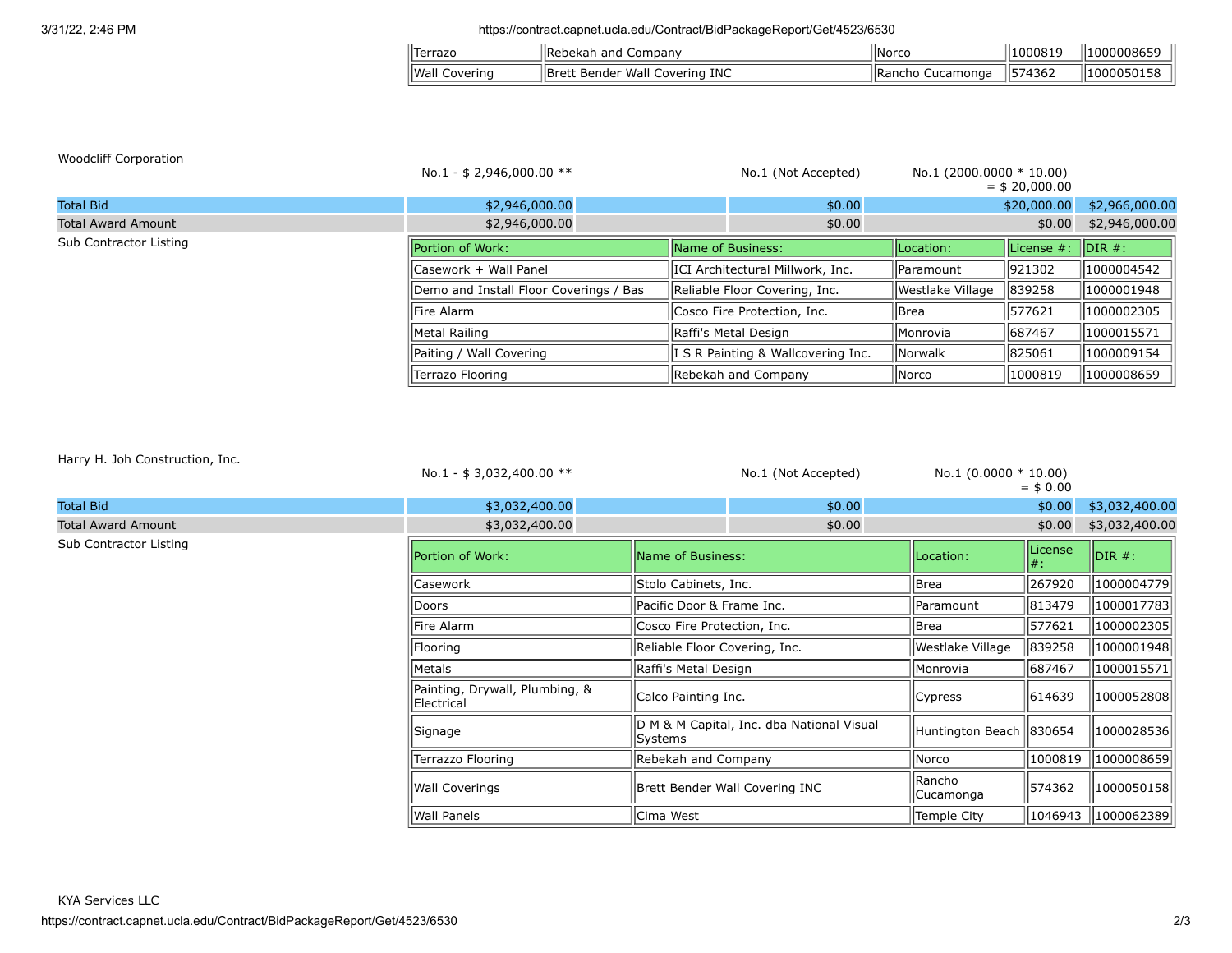| Terrazo | Rebekah and Company | Norco | 1000819 | 1000008659 |
|---|---|---|---|---|
| Wall Covering | Brett Bender Wall Covering INC | Rancho Cucamonga | 574362 | 1000050158 |

Woodcliff Corporation

| | | | | | |
|---|---|---|---|---|---|
| | No.1 - $ 2,946,000.00 ** | | No.1 (Not Accepted) | No.1 (2000.0000 * 10.00) = $ 20,000.00 | |
| Total Bid | $2,946,000.00 | | $0.00 | $20,000.00 | $2,966,000.00 |
| Total Award Amount | $2,946,000.00 | | $0.00 | $0.00 | $2,946,000.00 |

Sub Contractor Listing

| Portion of Work: | Name of Business: | Location: | License #: | DIR #: |
|---|---|---|---|---|
| Casework + Wall Panel | ICI Architectural Millwork, Inc. | Paramount | 921302 | 1000004542 |
| Demo and Install Floor Coverings / Bas | Reliable Floor Covering, Inc. | Westlake Village | 839258 | 1000001948 |
| Fire Alarm | Cosco Fire Protection, Inc. | Brea | 577621 | 1000002305 |
| Metal Railing | Raffi's Metal Design | Monrovia | 687467 | 1000015571 |
| Paiting / Wall Covering | I S R Painting & Wallcovering Inc. | Norwalk | 825061 | 1000009154 |
| Terrazo Flooring | Rebekah and Company | Norco | 1000819 | 1000008659 |

Harry H. Joh Construction, Inc.

| | | | | | |
|---|---|---|---|---|---|
| | No.1 - $ 3,032,400.00 ** | | No.1 (Not Accepted) | No.1 (0.0000 * 10.00) = $ 0.00 | |
| Total Bid | $3,032,400.00 | | $0.00 | $0.00 | $3,032,400.00 |
| Total Award Amount | $3,032,400.00 | | $0.00 | $0.00 | $3,032,400.00 |

Sub Contractor Listing

| Portion of Work: | Name of Business: | Location: | License #: | DIR #: |
|---|---|---|---|---|
| Casework | Stolo Cabinets, Inc. | Brea | 267920 | 1000004779 |
| Doors | Pacific Door & Frame Inc. | Paramount | 813479 | 1000017783 |
| Fire Alarm | Cosco Fire Protection, Inc. | Brea | 577621 | 1000002305 |
| Flooring | Reliable Floor Covering, Inc. | Westlake Village | 839258 | 1000001948 |
| Metals | Raffi's Metal Design | Monrovia | 687467 | 1000015571 |
| Painting, Drywall, Plumbing, & Electrical | Calco Painting Inc. | Cypress | 614639 | 1000052808 |
| Signage | D M & M Capital, Inc. dba National Visual Systems | Huntington Beach | 830654 | 1000028536 |
| Terrazzo Flooring | Rebekah and Company | Norco | 1000819 | 1000008659 |
| Wall Coverings | Brett Bender Wall Covering INC | Rancho Cucamonga | 574362 | 1000050158 |
| Wall Panels | Cima West | Temple City | 1046943 | 1000062389 |

KYA Services LLC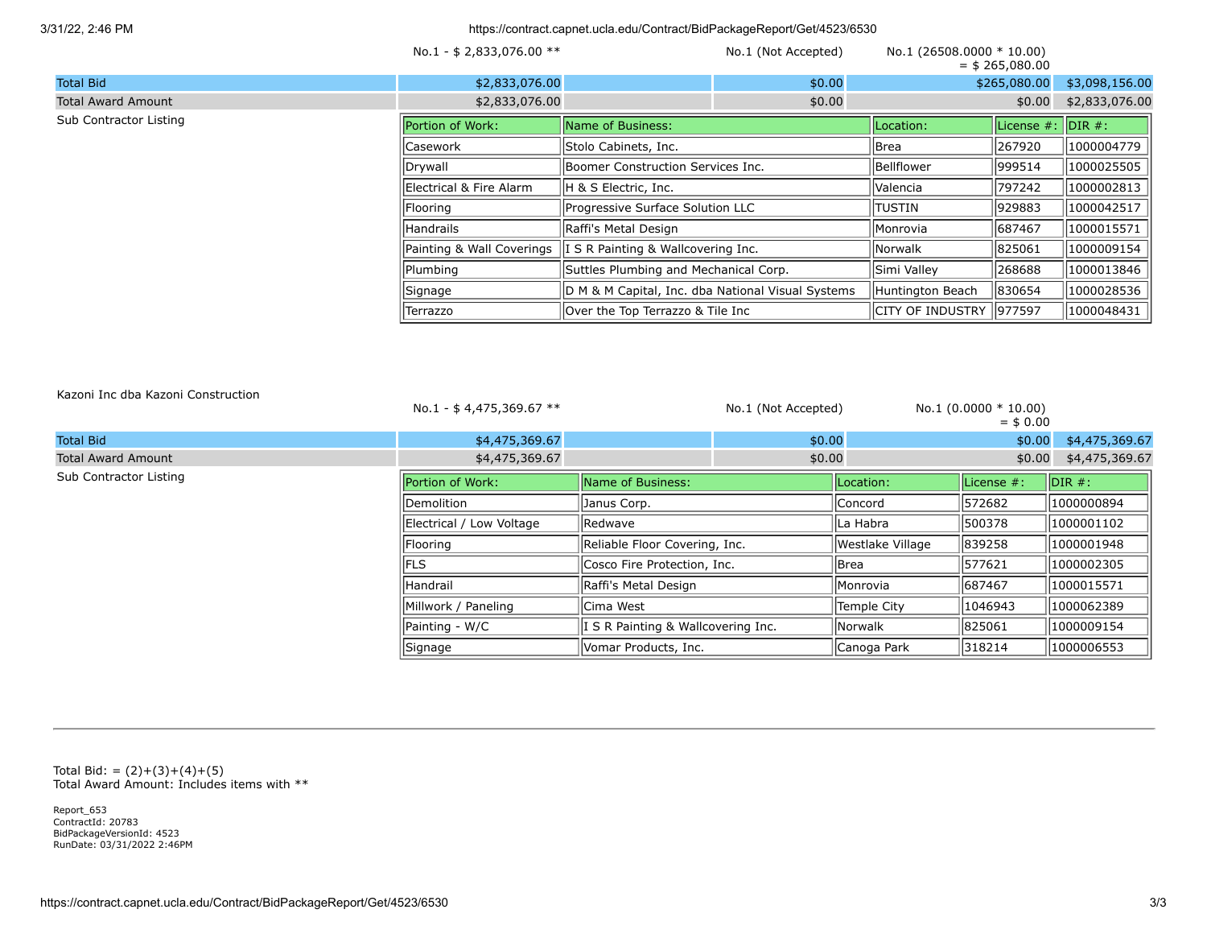| | No.1 - $ 2,833,076.00 ** | | No.1 (Not Accepted) | No.1 (26508.0000 * 10.00) = $ 265,080.00 | |
|---|---|---|---|---|---|
| Total Bid | $2,833,076.00 | | $0.00 | $265,080.00 | $3,098,156.00 |
| Total Award Amount | $2,833,076.00 | | $0.00 | $0.00 | $2,833,076.00 |

Sub Contractor Listing

| Portion of Work: | Name of Business: | Location: | License #: | DIR #: |
|---|---|---|---|---|
| Casework | Stolo Cabinets, Inc. | Brea | 267920 | 1000004779 |
| Drywall | Boomer Construction Services Inc. | Bellflower | 999514 | 1000025505 |
| Electrical & Fire Alarm | H & S Electric, Inc. | Valencia | 797242 | 1000002813 |
| Flooring | Progressive Surface Solution LLC | TUSTIN | 929883 | 1000042517 |
| Handrails | Raffi's Metal Design | Monrovia | 687467 | 1000015571 |
| Painting & Wall Coverings | I S R Painting & Wallcovering Inc. | Norwalk | 825061 | 1000009154 |
| Plumbing | Suttles Plumbing and Mechanical Corp. | Simi Valley | 268688 | 1000013846 |
| Signage | D M & M Capital, Inc. dba National Visual Systems | Huntington Beach | 830654 | 1000028536 |
| Terrazzo | Over the Top Terrazzo & Tile Inc | CITY OF INDUSTRY | 977597 | 1000048431 |

Kazoni Inc dba Kazoni Construction

| | No.1 - $ 4,475,369.67 ** | | No.1 (Not Accepted) | No.1 (0.0000 * 10.00) = $ 0.00 | |
|---|---|---|---|---|---|
| Total Bid | $4,475,369.67 | | $0.00 | $0.00 | $4,475,369.67 |
| Total Award Amount | $4,475,369.67 | | $0.00 | $0.00 | $4,475,369.67 |

Sub Contractor Listing

| Portion of Work: | Name of Business: | Location: | License #: | DIR #: |
|---|---|---|---|---|
| Demolition | Janus Corp. | Concord | 572682 | 1000000894 |
| Electrical / Low Voltage | Redwave | La Habra | 500378 | 1000001102 |
| Flooring | Reliable Floor Covering, Inc. | Westlake Village | 839258 | 1000001948 |
| FLS | Cosco Fire Protection, Inc. | Brea | 577621 | 1000002305 |
| Handrail | Raffi's Metal Design | Monrovia | 687467 | 1000015571 |
| Millwork / Paneling | Cima West | Temple City | 1046943 | 1000062389 |
| Painting - W/C | I S R Painting & Wallcovering Inc. | Norwalk | 825061 | 1000009154 |
| Signage | Vomar Products, Inc. | Canoga Park | 318214 | 1000006553 |

---

Total Bid: = (2)+(3)+(4)+(5)
Total Award Amount: Includes items with **

Report_653
ContractId: 20783
BidPackageVersionId: 4523
RunDate: 03/31/2022 2:46PM